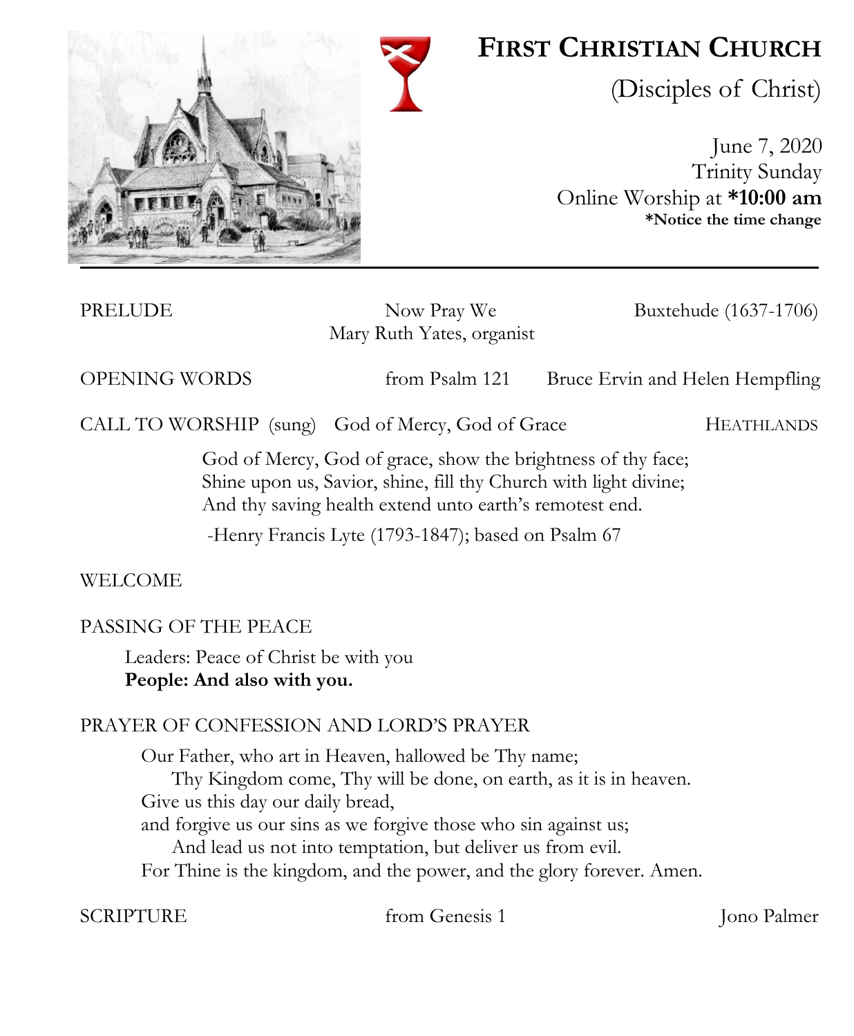# First Christian Church

(Disciples of Christ)

June 7, 2020
Trinity Sunday
Online Worship at ***10:00 am**
***Notice the time change**

---

PRELUDE — Now Pray We — Buxtehude (1637-1706)
Mary Ruth Yates, organist

OPENING WORDS — from Psalm 121 — Bruce Ervin and Helen Hempfling

CALL TO WORSHIP (sung) — God of Mercy, God of Grace — HEATHLANDS

God of Mercy, God of grace, show the brightness of thy face;
Shine upon us, Savior, shine, fill thy Church with light divine;
And thy saving health extend unto earth's remotest end.

-Henry Francis Lyte (1793-1847); based on Psalm 67

WELCOME

PASSING OF THE PEACE

Leaders: Peace of Christ be with you
**People: And also with you.**

PRAYER OF CONFESSION AND LORD'S PRAYER

Our Father, who art in Heaven, hallowed be Thy name;
Thy Kingdom come, Thy will be done, on earth, as it is in heaven.
Give us this day our daily bread,
and forgive us our sins as we forgive those who sin against us;
And lead us not into temptation, but deliver us from evil.
For Thine is the kingdom, and the power, and the glory forever. Amen.

SCRIPTURE — from Genesis 1 — Jono Palmer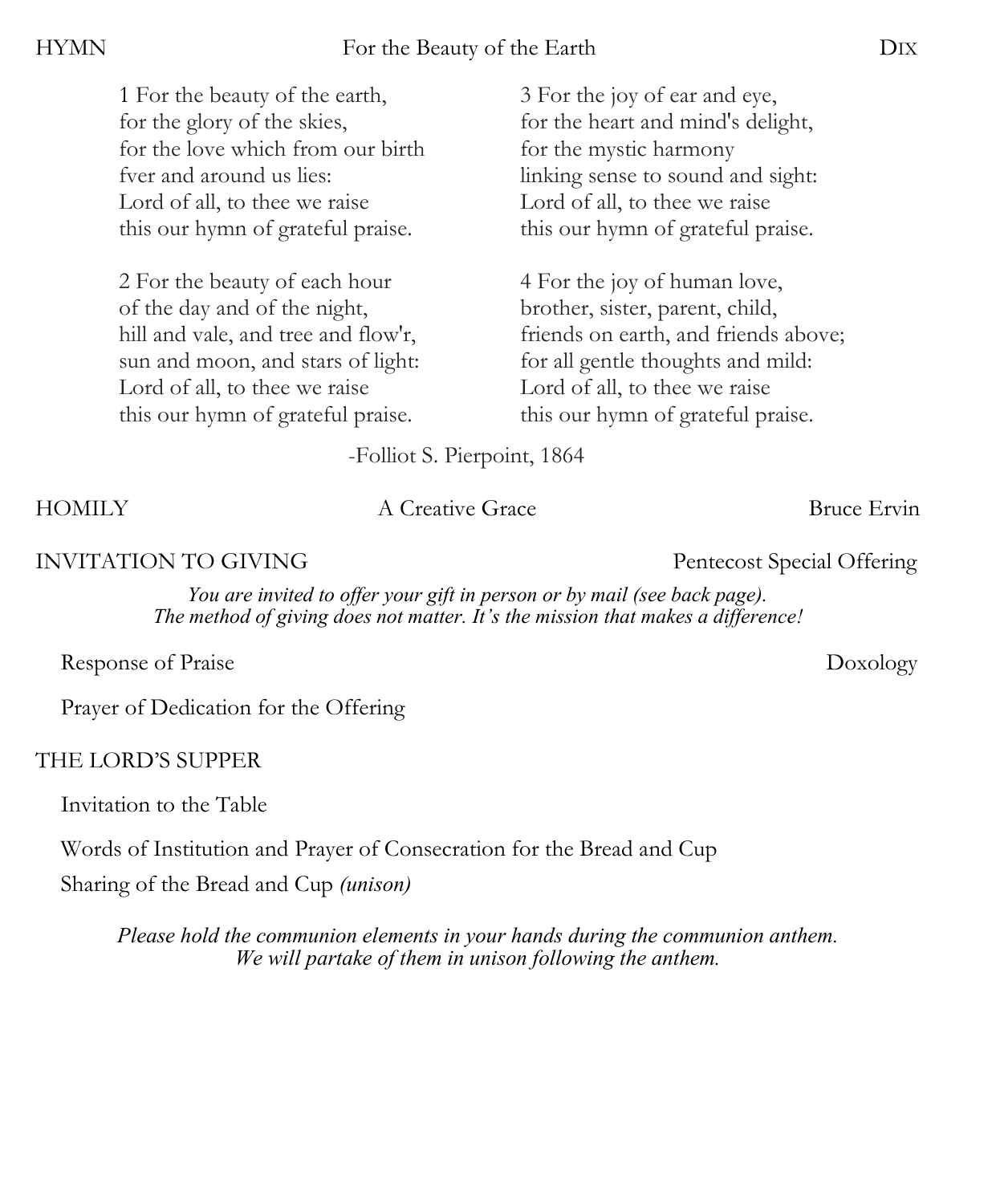HYMN — For the Beautyof the Earth — DIX

1 For the beauty of the earth,
for the glory of the skies,
for the love which from our birth
fver and around us lies:
Lord of all, to thee we raise
this our hymn of grateful praise.

2 For the beauty of each hour
of the day and of the night,
hill and vale, and tree and flow'r,
sun and moon, and stars of light:
Lord of all, to thee we raise
this our hymn of grateful praise.

3 For the joy of ear and eye,
for the heart and mind's delight,
for the mystic harmony
linking sense to sound and sight:
Lord of all, to thee we raise
this our hymn of grateful praise.

4 For the joy of human love,
brother, sister, parent, child,
friends on earth, and friends above;
for all gentle thoughts and mild:
Lord of all, to thee we raise
this our hymn of grateful praise.

-Folliot S. Pierpoint, 1864

HOMILY — A Creative Grace — Bruce Ervin

INVITATION TO GIVING — Pentecost Special Offering

*You are invited to offer your gift in person or by mail (see back page).*
*The method of giving does not matter. It's the mission that makes a difference!*

Response of Praise — Doxology

Prayer of Dedication for the Offering

THE LORD'S SUPPER

Invitation to the Table

Words of Institution and Prayer of Consecration for the Bread and Cup

Sharing of the Bread and Cup *(unison)*

*Please hold the communion elements in your hands during the communion anthem.*
*We will partake of them in unison following the anthem.*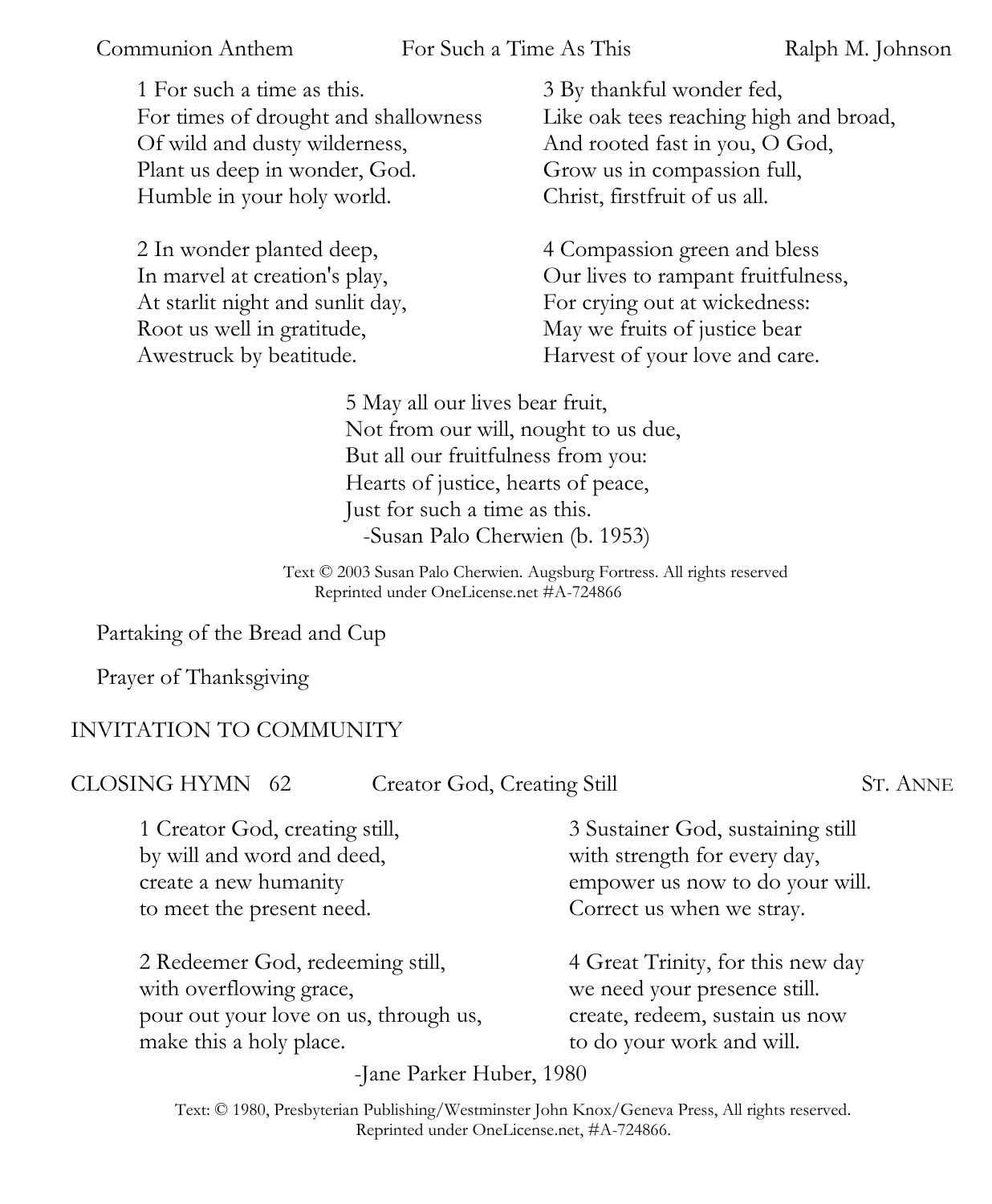Communion Anthem — For Such a Time As This — Ralph M. Johnson

1 For such a time as this.
For times of drought and shallowness
Of wild and dusty wilderness,
Plant us deep in wonder, God.
Humble in your holy world.

2 In wonder planted deep,
In marvel at creation's play,
At starlit night and sunlit day,
Root us well in gratitude,
Awestruck by beatitude.

3 By thankful wonder fed,
Like oak tees reaching high and broad,
And rooted fast in you, O God,
Grow us in compassion full,
Christ, firstfruit of us all.

4 Compassion green and bless
Our lives to rampant fruitfulness,
For crying out at wickedness:
May we fruits of justice bear
Harvest of your love and care.

5 May all our lives bear fruit,
Not from our will, nought to us due,
But all our fruitfulness from you:
Hearts of justice, hearts of peace,
Just for such a time as this.
-Susan Palo Cherwien (b. 1953)

Text © 2003 Susan Palo Cherwien. Augsburg Fortress. All rights reserved
Reprinted under OneLicense.net #A-724866

Partaking of the Bread and Cup

Prayer of Thanksgiving

INVITATION TO COMMUNITY

CLOSING HYMN 62 — Creator God, Creating Still — ST. ANNE

1 Creator God, creating still,
by will and word and deed,
create a new humanity
to meet the present need.

2 Redeemer God, redeeming still,
with overflowing grace,
pour out your love on us, through us,
make this a holy place.

3 Sustainer God, sustaining still
with strength for every day,
empower us now to do your will.
Correct us when we stray.

4 Great Trinity, for this new day
we need your presence still.
create, redeem, sustain us now
to do your work and will.

-Jane Parker Huber, 1980

Text: © 1980, Presbyterian Publishing/Westminster John Knox/Geneva Press, All rights reserved.
Reprinted under OneLicense.net, #A-724866.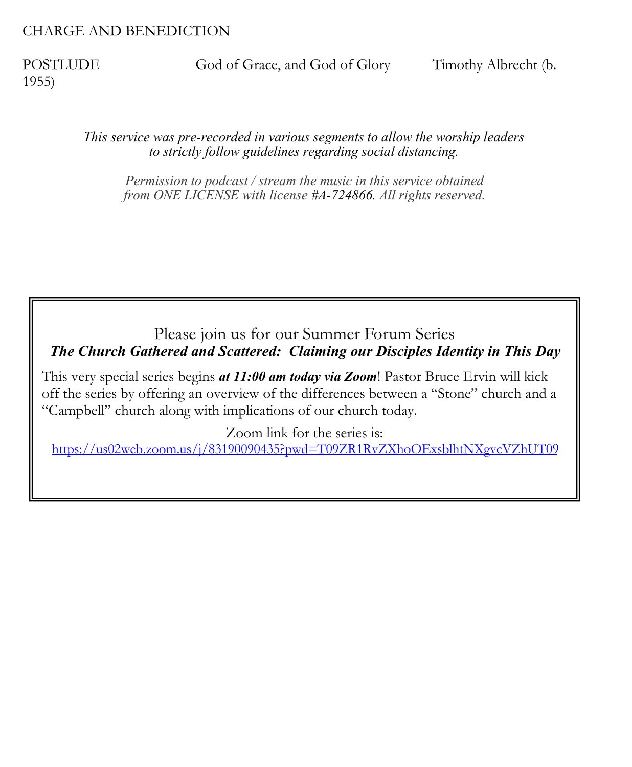CHARGE AND BENEDICTION

POSTLUDE God of Grace, and God of Glory Timothy Albrecht (b. 1955)

*This service was pre-recorded in various segments to allow the worship leaders to strictly follow guidelines regarding social distancing.*

*Permission to podcast / stream the music in this service obtained from ONE LICENSE with license #A-724866. All rights reserved.*

Please join us for our Summer Forum Series

***The Church Gathered and Scattered: Claiming our Disciples Identity in This Day***

This very special series begins ***at 11:00 am today via Zoom***! Pastor Bruce Ervin will kick off the series by offering an overview of the differences between a "Stone" church and a "Campbell" church along with implications of our church today.

Zoom link for the series is:
https://us02web.zoom.us/j/83190090435?pwd=T09ZR1RvZXhoOExsblhtNXgvcVZhUT09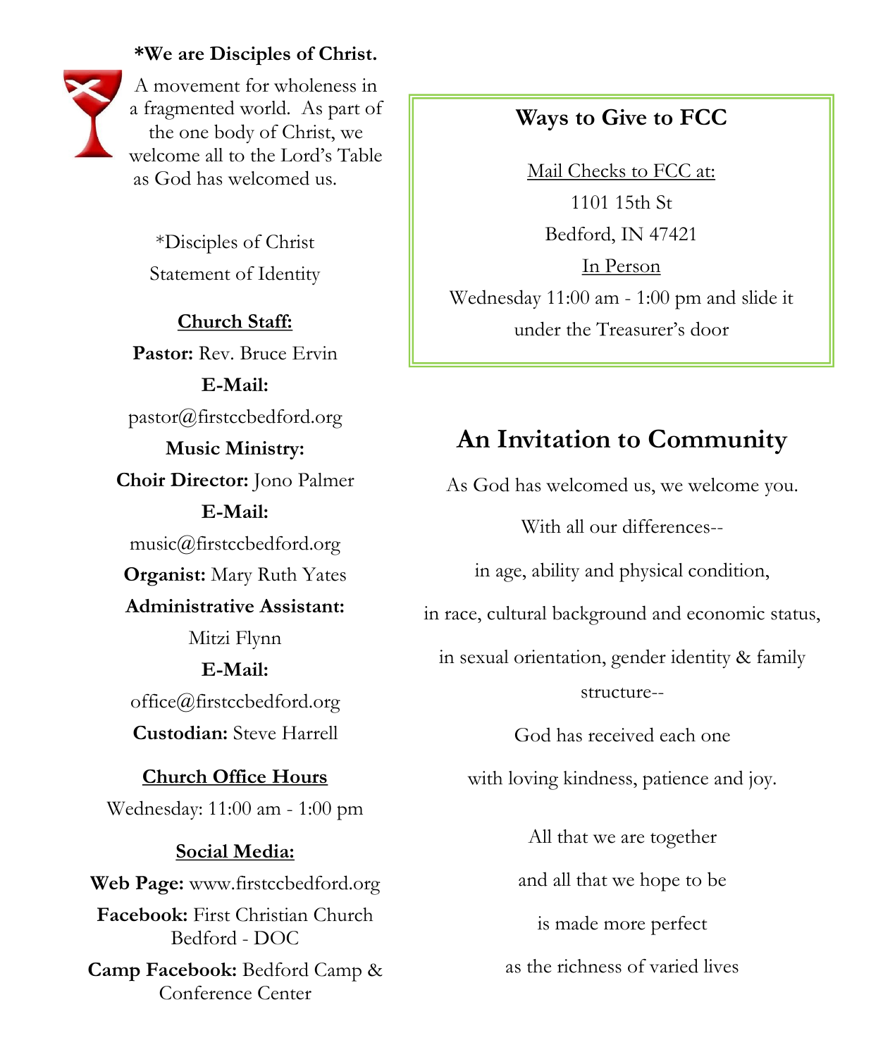**\*We are Disciples of Christ.**

A movement for wholeness in a fragmented world. As part of the one body of Christ, we welcome all to the Lord's Table as God has welcomed us.

\*Disciples of Christ
Statement of Identity

**Church Staff:**

**Pastor:** Rev. Bruce Ervin

**E-Mail:**
pastor@firstccbedford.org

**Music Ministry:**

**Choir Director:** Jono Palmer

**E-Mail:**
music@firstccbedford.org

**Organist:** Mary Ruth Yates

**Administrative Assistant:**
Mitzi Flynn

**E-Mail:**
office@firstccbedford.org

**Custodian:** Steve Harrell

**Church Office Hours**

Wednesday: 11:00 am - 1:00 pm

**Social Media:**

**Web Page:** www.firstccbedford.org

**Facebook:** First Christian Church Bedford - DOC

**Camp Facebook:** Bedford Camp & Conference Center

## Ways to Give to FCC

Mail Checks to FCC at:
1101 15th St
Bedford, IN 47421

In Person
Wednesday 11:00 am - 1:00 pm and slide it under the Treasurer's door

## An Invitation to Community

As God has welcomed us, we welcome you.

With all our differences--

in age, ability and physical condition,

in race, cultural background and economic status,

in sexual orientation, gender identity & family structure--

God has received each one

with loving kindness, patience and joy.

All that we are together

and all that we hope to be

is made more perfect

as the richness of varied lives